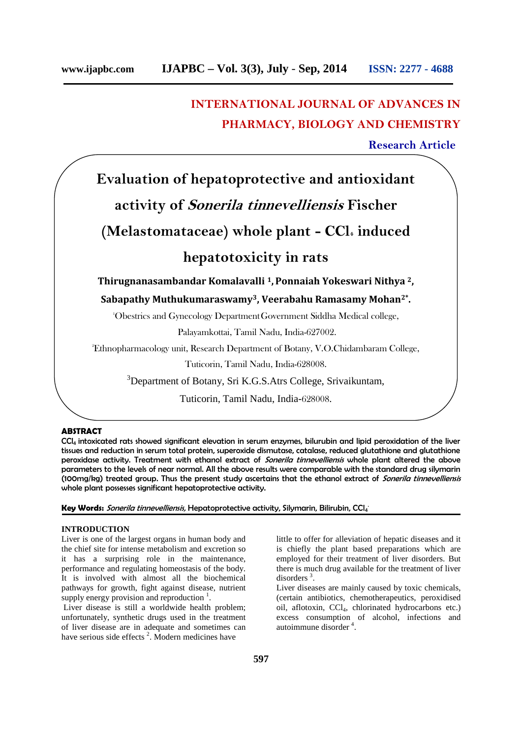# INTERNATIONAL JOURNAL OF ADVANCES IN PHARMACY, BIOLOGY AND CHEMISTRY

**Research Article**

# Evaluation of hepatoprotective and antioxidant activity of *Sonerila tinnevelliensis* Fischer (Melastomataceae) whole plant - $CCl_4$ induced hepatotoxicity in rats

**Thirugnanasambandar Komalavalli [1], Ponnaiah Yokeswari Nithya [2], Sabapathy Muthukumaraswamy[3], Veerabahu Ramasamy Mohan[2*].**

[1]Obestrics and Gynecology Department Government Siddha Medical college, Palayamkottai, Tamil Nadu, India-627002.

[2]Ethnopharmacology unit, Research Department of Botany, V.O.Chidambaram College, Tuticorin, Tamil Nadu, India-628008.

[3]Department of Botany, Sri K.G.S.Atrs College, Srivaikuntam, Tuticorin, Tamil Nadu, India-628008.

## ABSTRACT

**$CCl_4$ intoxicated rats showed significant elevation in serum enzymes, bilurubin and lipid peroxidation of the liver tissues and reduction in serum total protein, superoxide dismutase, catalase, reduced glutathione and glutathione peroxidase activity. Treatment with ethanol extract of *Sonerila tinnevelliensis* whole plant altered the above parameters to the levels of near normal. All the above results were comparable with the standard drug silymarin (100mg/kg) treated group. Thus the present study ascertains that the ethanol extract of *Sonerila tinnevelliensis* whole plant possesses significant hepatoprotective activity.**

**Key Words:** *Sonerila tinnevelliensis,* Hepatoprotective activity, Silymarin, Bilirubin, $CCl_4$.

## INTRODUCTION

Liver is one of the largest organs in human body and the chief site for intense metabolism and excretion so it has a surprising role in the maintenance, performance and regulating homeostasis of the body. It is involved with almost all the biochemical pathways for growth, fight against disease, nutrient supply energy provision and reproduction [1].

Liver disease is still a worldwide health problem; unfortunately, synthetic drugs used in the treatment of liver disease are in adequate and sometimes can have serious side effects [2]. Modern medicines have little to offer for alleviation of hepatic diseases and it is chiefly the plant based preparations which are employed for their treatment of liver disorders. But there is much drug available for the treatment of liver disorders [3].

Liver diseases are mainly caused by toxic chemicals, (certain antibiotics, chemotherapeutics, peroxidised oil, aflotoxin, $CCl_4$, chlorinated hydrocarbons etc.) excess consumption of alcohol, infections and autoimmune disorder [4].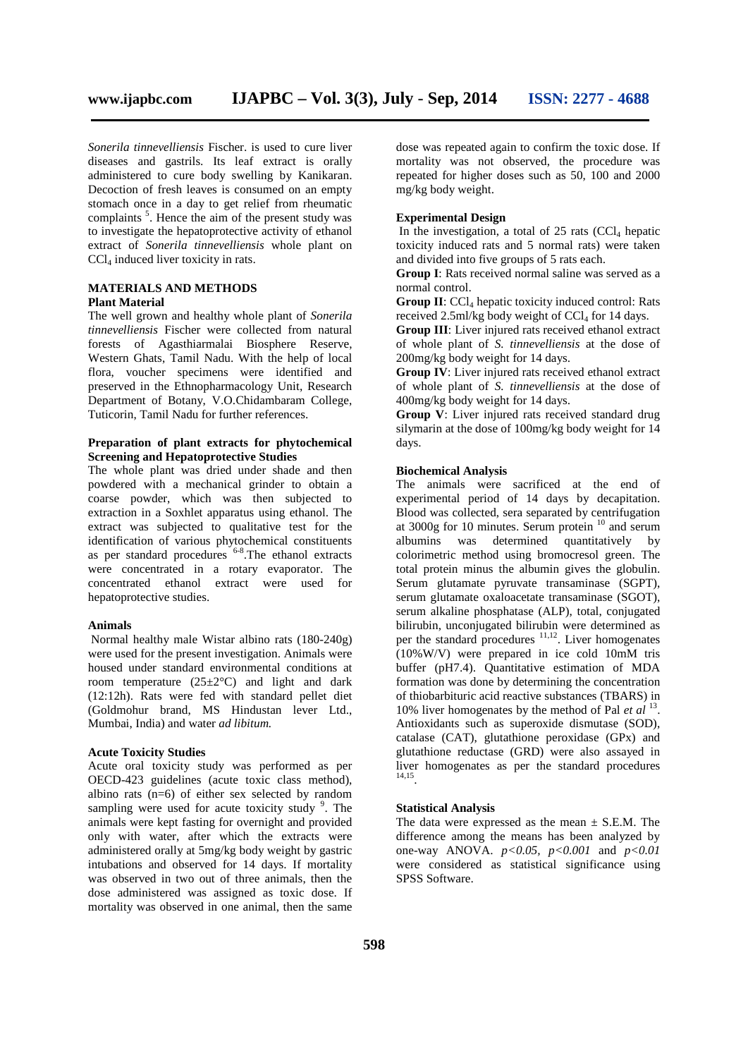*Sonerila tinnevelliensis* Fischer. is used to cure liver diseases and gastrils. Its leaf extract is orally administered to cure body swelling by Kanikaran. Decoction of fresh leaves is consumed on an empty stomach once in a day to get relief from rheumatic complaints [5]. Hence the aim of the present study was to investigate the hepatoprotective activity of ethanol extract of *Sonerila tinnevelliensis* whole plant on $CCl_4$ induced liver toxicity in rats.

## MATERIALS AND METHODS

### Plant Material

The well grown and healthy whole plant of *Sonerila tinnevelliensis* Fischer were collected from natural forests of Agasthiarmalai Biosphere Reserve, Western Ghats, Tamil Nadu. With the help of local flora, voucher specimens were identified and preserved in the Ethnopharmacology Unit, Research Department of Botany, V.O.Chidambaram College, Tuticorin, Tamil Nadu for further references.

### Preparation of plant extracts for phytochemical Screening and Hepatoprotective Studies

The whole plant was dried under shade and then powdered with a mechanical grinder to obtain a coarse powder, which was then subjected to extraction in a Soxhlet apparatus using ethanol. The extract was subjected to qualitative test for the identification of various phytochemical constituents as per standard procedures [6-8].The ethanol extracts were concentrated in a rotary evaporator. The concentrated ethanol extract were used for hepatoprotective studies.

### Animals

Normal healthy male Wistar albino rats (180-240g) were used for the present investigation. Animals were housed under standard environmental conditions at room temperature (25±2°C) and light and dark (12:12h). Rats were fed with standard pellet diet (Goldmohur brand, MS Hindustan lever Ltd., Mumbai, India) and water *ad libitum.*

### Acute Toxicity Studies

Acute oral toxicity study was performed as per OECD-423 guidelines (acute toxic class method), albino rats (n=6) of either sex selected by random sampling were used for acute toxicity study [9]. The animals were kept fasting for overnight and provided only with water, after which the extracts were administered orally at 5mg/kg body weight by gastric intubations and observed for 14 days. If mortality was observed in two out of three animals, then the dose administered was assigned as toxic dose. If mortality was observed in one animal, then the same dose was repeated again to confirm the toxic dose. If mortality was not observed, the procedure was repeated for higher doses such as 50, 100 and 2000 mg/kg body weight.

### Experimental Design

In the investigation, a total of 25 rats ($CCl_4$ hepatic toxicity induced rats and 5 normal rats) were taken and divided into five groups of 5 rats each.

**Group I**: Rats received normal saline was served as a normal control.

**Group II**: $CCl_4$ hepatic toxicity induced control: Rats received 2.5ml/kg body weight of $CCl_4$ for 14 days.

**Group III**: Liver injured rats received ethanol extract of whole plant of *S. tinnevelliensis* at the dose of 200mg/kg body weight for 14 days.

**Group IV**: Liver injured rats received ethanol extract of whole plant of *S. tinnevelliensis* at the dose of 400mg/kg body weight for 14 days.

**Group V**: Liver injured rats received standard drug silymarin at the dose of 100mg/kg body weight for 14 days.

### Biochemical Analysis

The animals were sacrificed at the end of experimental period of 14 days by decapitation. Blood was collected, sera separated by centrifugation at 3000g for 10 minutes. Serum protein [10] and serum albumins was determined quantitatively by colorimetric method using bromocresol green. The total protein minus the albumin gives the globulin. Serum glutamate pyruvate transaminase (SGPT), serum glutamate oxaloacetate transaminase (SGOT), serum alkaline phosphatase (ALP), total, conjugated bilirubin, unconjugated bilirubin were determined as per the standard procedures [11,12]. Liver homogenates (10%W/V) were prepared in ice cold 10mM tris buffer (pH7.4). Quantitative estimation of MDA formation was done by determining the concentration of thiobarbituric acid reactive substances (TBARS) in 10% liver homogenates by the method of Pal *et al* [13]. Antioxidants such as superoxide dismutase (SOD), catalase (CAT), glutathione peroxidase (GPx) and glutathione reductase (GRD) were also assayed in liver homogenates as per the standard procedures [14,15].

### Statistical Analysis

The data were expressed as the mean ± S.E.M. The difference among the means has been analyzed by one-way ANOVA. $p<0.05$, $p<0.001$ and $p<0.01$ were considered as statistical significance using SPSS Software.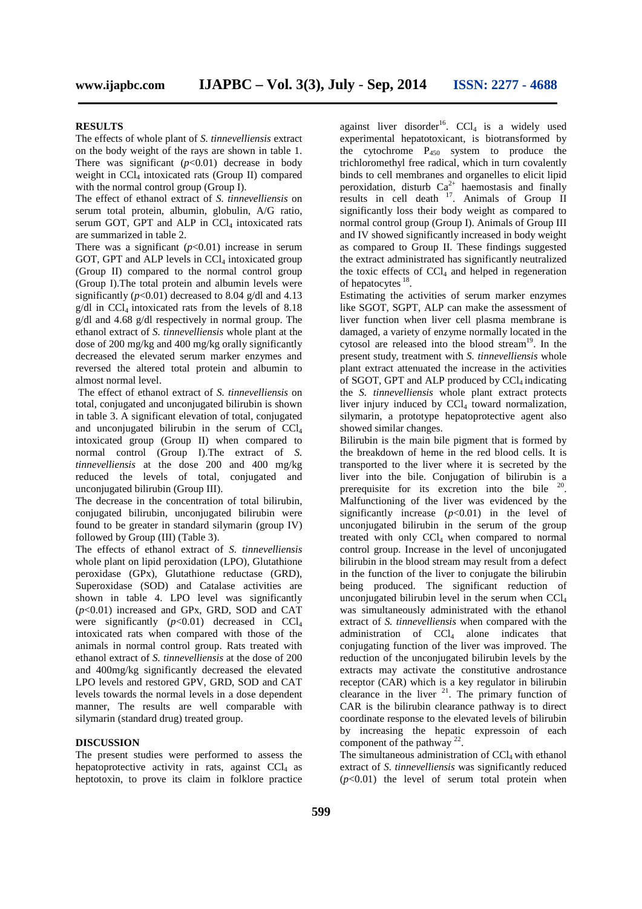## RESULTS

The effects of whole plant of *S. tinnevelliensis* extract on the body weight of the rays are shown in table 1. There was significant ($p$<0.01) decrease in body weight in $CCl_4$ intoxicated rats (Group II) compared with the normal control group (Group I).

The effect of ethanol extract of *S. tinnevelliensis* on serum total protein, albumin, globulin, A/G ratio, serum GOT, GPT and ALP in $CCl_4$ intoxicated rats are summarized in table 2.

There was a significant ($p$<0.01) increase in serum GOT, GPT and ALP levels in $CCl_4$ intoxicated group (Group II) compared to the normal control group (Group I).The total protein and albumin levels were significantly ($p$<0.01) decreased to 8.04 g/dl and 4.13 g/dl in $CCl_4$ intoxicated rats from the levels of 8.18 g/dl and 4.68 g/dl respectively in normal group. The ethanol extract of *S. tinnevelliensis* whole plant at the dose of 200 mg/kg and 400 mg/kg orally significantly decreased the elevated serum marker enzymes and reversed the altered total protein and albumin to almost normal level.

The effect of ethanol extract of *S. tinnevelliensis* on total, conjugated and unconjugated bilirubin is shown in table 3. A significant elevation of total, conjugated and unconjugated bilirubin in the serum of $CCl_4$ intoxicated group (Group II) when compared to normal control (Group I).The extract of *S. tinnevelliensis* at the dose 200 and 400 mg/kg reduced the levels of total, conjugated and unconjugated bilirubin (Group III).

The decrease in the concentration of total bilirubin, conjugated bilirubin, unconjugated bilirubin were found to be greater in standard silymarin (group IV) followed by Group (III) (Table 3).

The effects of ethanol extract of *S. tinnevelliensis* whole plant on lipid peroxidation (LPO), Glutathione peroxidase (GPx), Glutathione reductase (GRD), Superoxidase (SOD) and Catalase activities are shown in table 4. LPO level was significantly ($p$<0.01) increased and GPx, GRD, SOD and CAT were significantly ($p$<0.01) decreased in $CCl_4$ intoxicated rats when compared with those of the animals in normal control group. Rats treated with ethanol extract of *S. tinnevelliensis* at the dose of 200 and 400mg/kg significantly decreased the elevated LPO levels and restored GPV, GRD, SOD and CAT levels towards the normal levels in a dose dependent manner, The results are well comparable with silymarin (standard drug) treated group.

## DISCUSSION

The present studies were performed to assess the hepatoprotective activity in rats, against $CCl_4$ as heptotoxin, to prove its claim in folklore practice against liver disorder[16]. $CCl_4$ is a widely used experimental hepatotoxicant, is biotransformed by the cytochrome $P_{450}$ system to produce the trichloromethyl free radical, which in turn covalently binds to cell membranes and organelles to elicit lipid peroxidation, disturb $Ca^{2+}$ haemostasis and finally results in cell death [17]. Animals of Group II significantly loss their body weight as compared to normal control group (Group I). Animals of Group III and IV showed significantly increased in body weight as compared to Group II. These findings suggested the extract administrated has significantly neutralized the toxic effects of $CCl_4$ and helped in regeneration of hepatocytes [18].

Estimating the activities of serum marker enzymes like SGOT, SGPT, ALP can make the assessment of liver function when liver cell plasma membrane is damaged, a variety of enzyme normally located in the cytosol are released into the blood stream[19]. In the present study, treatment with *S. tinnevelliensis* whole plant extract attenuated the increase in the activities of SGOT, GPT and ALP produced by $CCl_4$ indicating the *S. tinnevelliensis* whole plant extract protects liver injury induced by $CCl_4$ toward normalization, silymarin, a prototype hepatoprotective agent also showed similar changes.

Bilirubin is the main bile pigment that is formed by the breakdown of heme in the red blood cells. It is transported to the liver where it is secreted by the liver into the bile. Conjugation of bilirubin is a prerequisite for its excretion into the bile [20]. Malfunctioning of the liver was evidenced by the significantly increase ($p$<0.01) in the level of unconjugated bilirubin in the serum of the group treated with only $CCl_4$ when compared to normal control group. Increase in the level of unconjugated bilirubin in the blood stream may result from a defect in the function of the liver to conjugate the bilirubin being produced. The significant reduction of unconjugated bilirubin level in the serum when $CCl_4$ was simultaneously administrated with the ethanol extract of *S. tinnevelliensis* when compared with the administration of $CCl_4$ alone indicates that conjugating function of the liver was improved. The reduction of the unconjugated bilirubin levels by the extracts may activate the constitutive androstance receptor (CAR) which is a key regulator in bilirubin clearance in the liver [21]. The primary function of CAR is the bilirubin clearance pathway is to direct coordinate response to the elevated levels of bilirubin by increasing the hepatic expressoin of each component of the pathway [22].

The simultaneous administration of $CCl_4$ with ethanol extract of *S. tinnevelliensis* was significantly reduced ($p$<0.01) the level of serum total protein when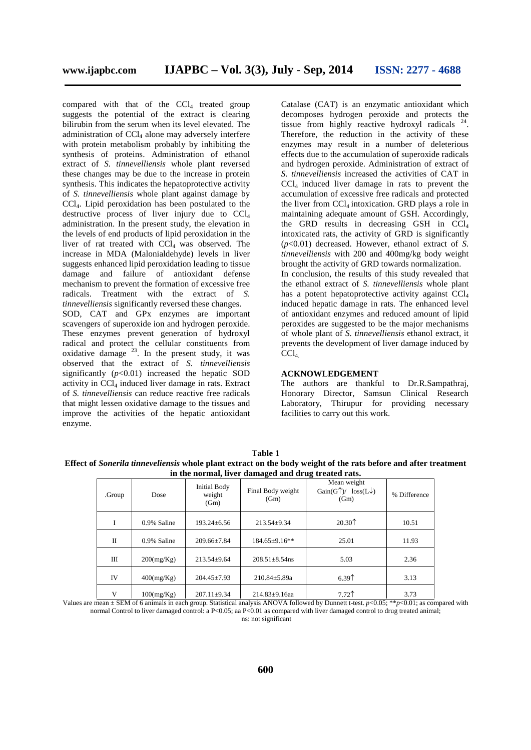compared with that of the $CCl_4$ treated group suggests the potential of the extract is clearing bilirubin from the serum when its level elevated. The administration of $CCl_4$ alone may adversely interfere with protein metabolism probably by inhibiting the synthesis of proteins. Administration of ethanol extract of *S. tinnevelliensis* whole plant reversed these changes may be due to the increase in protein synthesis. This indicates the hepatoprotective activity of *S. tinnevelliensis* whole plant against damage by $CCl_4$. Lipid peroxidation has been postulated to the destructive process of liver injury due to $CCl_4$ administration. In the present study, the elevation in the levels of end products of lipid peroxidation in the liver of rat treated with $CCl_4$ was observed. The increase in MDA (Malonialdehyde) levels in liver suggests enhanced lipid peroxidation leading to tissue damage and failure of antioxidant defense mechanism to prevent the formation of excessive free radicals. Treatment with the extract of *S. tinnevelliensis* significantly reversed these changes.

SOD, CAT and GPx enzymes are important scavengers of superoxide ion and hydrogen peroxide. These enzymes prevent generation of hydroxyl radical and protect the cellular constituents from oxidative damage [23]. In the present study, it was observed that the extract of *S. tinnevelliensis* significantly ($p$<0.01) increased the hepatic SOD activity in $CCl_4$ induced liver damage in rats. Extract of *S. tinnevelliensis* can reduce reactive free radicals that might lessen oxidative damage to the tissues and improve the activities of the hepatic antioxidant enzyme.

Catalase (CAT) is an enzymatic antioxidant which decomposes hydrogen peroxide and protects the tissue from highly reactive hydroxyl radicals [24]. Therefore, the reduction in the activity of these enzymes may result in a number of deleterious effects due to the accumulation of superoxide radicals and hydrogen peroxide. Administration of extract of *S. tinnevelliensis* increased the activities of CAT in $CCl_4$ induced liver damage in rats to prevent the accumulation of excessive free radicals and protected the liver from $CCl_4$ intoxication. GRD plays a role in maintaining adequate amount of GSH. Accordingly, the GRD results in decreasing GSH in $CCl_4$ intoxicated rats, the activity of GRD is significantly ($p$<0.01) decreased. However, ethanol extract of *S. tinnevelliensis* with 200 and 400mg/kg body weight brought the activity of GRD towards normalization.

In conclusion, the results of this study revealed that the ethanol extract of *S. tinnevelliensis* whole plant has a potent hepatoprotective activity against $CCl_4$ induced hepatic damage in rats. The enhanced level of antioxidant enzymes and reduced amount of lipid peroxides are suggested to be the major mechanisms of whole plant of *S. tinnevelliensis* ethanol extract, it prevents the development of liver damage induced by $CCl_4$.

## ACKNOWLEDGEMENT

The authors are thankful to Dr.R.Sampathraj, Honorary Director, Samsun Clinical Research Laboratory, Thirupur for providing necessary facilities to carry out this work.

**Table 1**
**Effect of *Sonerila tinneveliensis* whole plant extract on the body weight of the rats before and after treatment in the normal, liver damaged and drug treated rats.**

| .Group | Dose | Initial Body weight (Gm) | Final Body weight (Gm) | Mean weight Gain(G↑)/ loss(L↓) (Gm) | % Difference |
|---|---|---|---|---|---|
| I | 0.9% Saline | 193.24±6.56 | 213.54±9.34 | 20.30↑ | 10.51 |
| II | 0.9% Saline | 209.66±7.84 | 184.65±9.16** | 25.01 | 11.93 |
| III | 200(mg/Kg) | 213.54±9.64 | 208.51±8.54ns | 5.03 | 2.36 |
| IV | 400(mg/Kg) | 204.45±7.93 | 210.84±5.89a | 6.39↑ | 3.13 |
| V | 100(mg/Kg) | 207.11±9.34 | 214.83±9.16aa | 7.72↑ | 3.73 |

Values are mean ± SEM of 6 animals in each group. Statistical analysis ANOVA followed by Dunnett t-test. $p$<0.05; **$p$<0.01; as compared with normal Control to liver damaged control: a P<0.05; aa P<0.01 as compared with liver damaged control to drug treated animal; ns: not significant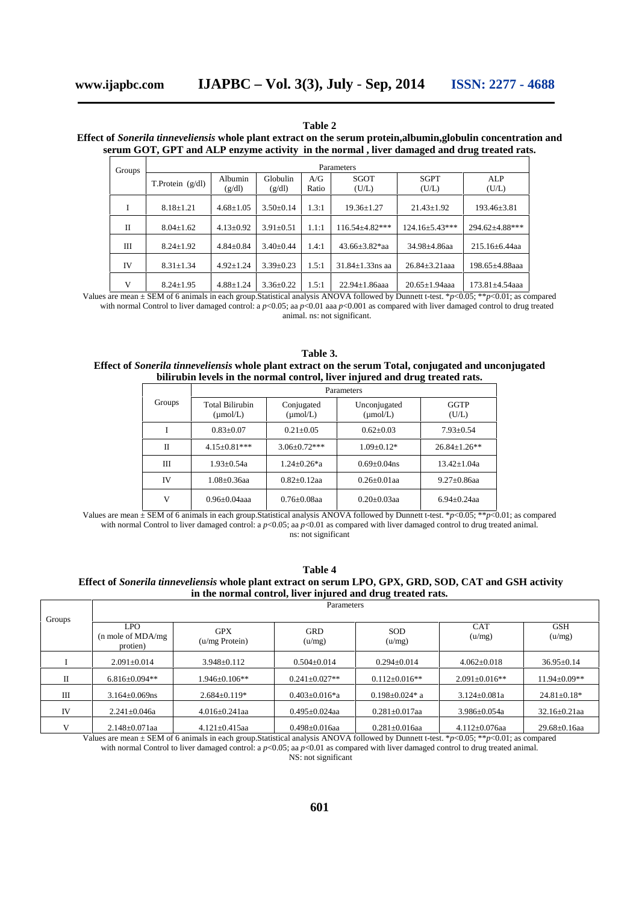**Table 2**

**Effect of *Sonerila tinneveliensis* whole plant extract on the serum protein,albumin,globulin concentration and serum GOT, GPT and ALP enzyme activity in the normal , liver damaged and drug treated rats.**

| Groups | Parameters | | | | | | |
|---|---|---|---|---|---|---|---|
| | T.Protein (g/dl) | Albumin (g/dl) | Globulin (g/dl) | A/G Ratio | SGOT (U/L) | SGPT (U/L) | ALP (U/L) |
| I | 8.18±1.21 | 4.68±1.05 | 3.50±0.14 | 1.3:1 | 19.36±1.27 | 21.43±1.92 | 193.46±3.81 |
| II | 8.04±1.62 | 4.13±0.92 | 3.91±0.51 | 1.1:1 | 116.54±4.82*** | 124.16±5.43*** | 294.62±4.88*** |
| III | 8.24±1.92 | 4.84±0.84 | 3.40±0.44 | 1.4:1 | 43.66±3.82*aa | 34.98±4.86aa | 215.16±6.44aa |
| IV | 8.31±1.34 | 4.92±1.24 | 3.39±0.23 | 1.5:1 | 31.84±1.33ns aa | 26.84±3.21aaa | 198.65±4.88aaa |
| V | 8.24±1.95 | 4.88±1.24 | 3.36±0.22 | 1.5:1 | 22.94±1.86aaa | 20.65±1.94aaa | 173.81±4.54aaa |

Values are mean ± SEM of 6 animals in each group.Statistical analysis ANOVA followed by Dunnett t-test. *$p$<0.05; **$p$<0.01; as compared with normal Control to liver damaged control: a $p$<0.05; aa $p$<0.01 aaa $p$<0.001 as compared with liver damaged control to drug treated animal. ns: not significant.

**Table 3.**

**Effect of *Sonerila tinneveliensis* whole plant extract on the serum Total, conjugated and unconjugated bilirubin levels in the normal control, liver injured and drug treated rats.**

| Groups | Parameters | | | |
|---|---|---|---|---|
| | Total Bilirubin (μmol/L) | Conjugated (μmol/L) | Unconjugated (μmol/L) | GGTP (U/L) |
| I | 0.83±0.07 | 0.21±0.05 | 0.62±0.03 | 7.93±0.54 |
| II | 4.15±0.81*** | 3.06±0.72*** | 1.09±0.12* | 26.84±1.26** |
| III | 1.93±0.54a | 1.24±0.26*a | 0.69±0.04ns | 13.42±1.04a |
| IV | 1.08±0.36aa | 0.82±0.12aa | 0.26±0.01aa | 9.27±0.86aa |
| V | 0.96±0.04aaa | 0.76±0.08aa | 0.20±0.03aa | 6.94±0.24aa |

Values are mean ± SEM of 6 animals in each group.Statistical analysis ANOVA followed by Dunnett t-test. *$p$<0.05; **$p$<0.01; as compared with normal Control to liver damaged control: a $p$<0.05; aa $p$<0.01 as compared with liver damaged control to drug treated animal. ns: not significant

**Table 4**

**Effect of *Sonerila tinneveliensis* whole plant extract on serum LPO, GPX, GRD, SOD, CAT and GSH activity in the normal control, liver injured and drug treated rats.**

| Groups | Parameters | | | | | |
|---|---|---|---|---|---|---|
| | LPO (n mole of MDA/mg protien) | GPX (u/mg Protein) | GRD (u/mg) | SOD (u/mg) | CAT (u/mg) | GSH (u/mg) |
| I | 2.091±0.014 | 3.948±0.112 | 0.504±0.014 | 0.294±0.014 | 4.062±0.018 | 36.95±0.14 |
| II | 6.816±0.094** | 1.946±0.106** | 0.241±0.027** | 0.112±0.016** | 2.091±0.016** | 11.94±0.09** |
| III | 3.164±0.069ns | 2.684±0.119* | 0.403±0.016*a | 0.198±0.024* a | 3.124±0.081a | 24.81±0.18* |
| IV | 2.241±0.046a | 4.016±0.241aa | 0.495±0.024aa | 0.281±0.017aa | 3.986±0.054a | 32.16±0.21aa |
| V | 2.148±0.071aa | 4.121±0.415aa | 0.498±0.016aa | 0.281±0.016aa | 4.112±0.076aa | 29.68±0.16aa |

Values are mean ± SEM of 6 animals in each group.Statistical analysis ANOVA followed by Dunnett t-test. *$p$<0.05; **$p$<0.01; as compared with normal Control to liver damaged control: a $p$<0.05; aa $p$<0.01 as compared with liver damaged control to drug treated animal. NS: not significant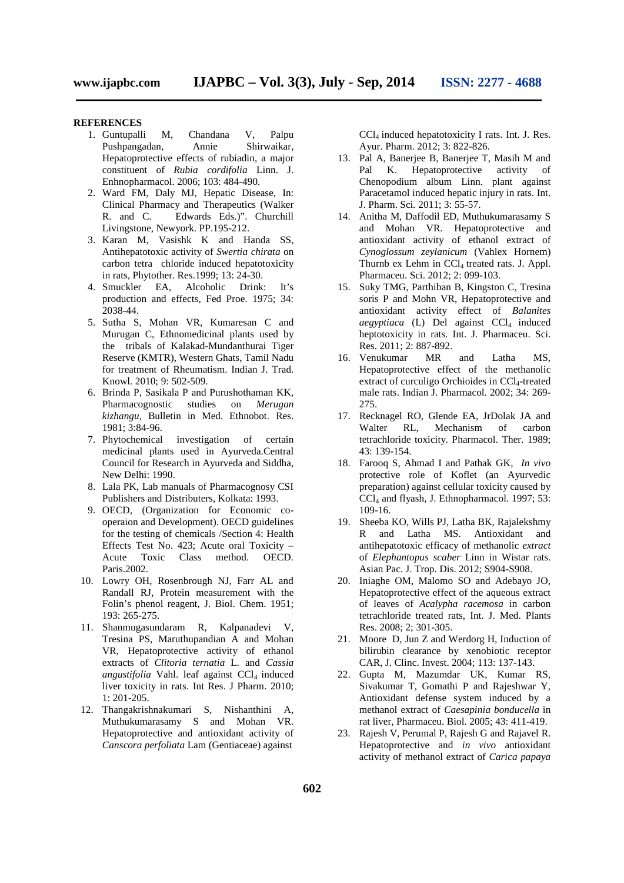## REFERENCES

1. Guntupalli M, Chandana V, Palpu Pushpangadan, Annie Shirwaikar, Hepatoprotective effects of rubiadin, a major constituent of *Rubia cordifolia* Linn. J. Enhnopharmacol. 2006; 103: 484-490.
2. Ward FM, Daly MJ, Hepatic Disease, In: Clinical Pharmacy and Therapeutics (Walker R. and C. Edwards Eds.)". Churchill Livingstone, Newyork. PP.195-212.
3. Karan M, Vasishk K and Handa SS, Antihepatotoxic activity of *Swertia chirata* on carbon tetra chloride induced hepatotoxicity in rats, Phytother. Res.1999; 13: 24-30.
4. Smuckler EA, Alcoholic Drink: It's production and effects, Fed Proe. 1975; 34: 2038-44.
5. Sutha S, Mohan VR, Kumaresan C and Murugan C, Ethnomedicinal plants used by the tribals of Kalakad-Mundanthurai Tiger Reserve (KMTR), Western Ghats, Tamil Nadu for treatment of Rheumatism. Indian J. Trad. Knowl. 2010; 9: 502-509.
6. Brinda P, Sasikala P and Purushothaman KK, Pharmacognostic studies on *Merugan kizhangu*, Bulletin in Med. Ethnobot. Res. 1981; 3:84-96.
7. Phytochemical investigation of certain medicinal plants used in Ayurveda.Central Council for Research in Ayurveda and Siddha, New Delhi: 1990.
8. Lala PK, Lab manuals of Pharmacognosy CSI Publishers and Distributers, Kolkata: 1993.
9. OECD, (Organization for Economic co-operaion and Development). OECD guidelines for the testing of chemicals /Section 4: Health Effects Test No. 423; Acute oral Toxicity – Acute Toxic Class method. OECD. Paris.2002.
10. Lowry OH, Rosenbrough NJ, Farr AL and Randall RJ, Protein measurement with the Folin's phenol reagent, J. Biol. Chem. 1951; 193: 265-275.
11. Shanmugasundaram R, Kalpanadevi V, Tresina PS, Maruthupandian A and Mohan VR, Hepatoprotective activity of ethanol extracts of *Clitoria ternatia* L. and *Cassia angustifolia* Vahl. leaf against $CCl_4$ induced liver toxicity in rats. Int Res. J Pharm. 2010; 1: 201-205.
12. Thangakrishnakumari S, Nishanthini A, Muthukumarasamy S and Mohan VR. Hepatoprotective and antioxidant activity of *Canscora perfoliata* Lam (Gentiaceae) against $CCl_4$ induced hepatotoxicity I rats. Int. J. Res. Ayur. Pharm. 2012; 3: 822-826.
13. Pal A, Banerjee B, Banerjee T, Masih M and Pal K. Hepatoprotective activity of Chenopodium album Linn. plant against Paracetamol induced hepatic injury in rats. Int. J. Pharm. Sci. 2011; 3: 55-57.
14. Anitha M, Daffodil ED, Muthukumarasamy S and Mohan VR. Hepatoprotective and antioxidant activity of ethanol extract of *Cynoglossum zeylanicum* (Vahlex Hornem) Thurnb ex Lehm in $CCl_4$ treated rats. J. Appl. Pharmaceu. Sci. 2012; 2: 099-103.
15. Suky TMG, Parthiban B, Kingston C, Tresina soris P and Mohn VR, Hepatoprotective and antioxidant activity effect of *Balanites aegyptiaca* (L) Del against $CCl_4$ induced heptotoxicity in rats. Int. J. Pharmaceu. Sci. Res. 2011; 2: 887-892.
16. Venukumar MR and Latha MS, Hepatoprotective effect of the methanolic extract of curculigo Orchioides in $CCl_4$-treated male rats. Indian J. Pharmacol. 2002; 34: 269-275.
17. Recknagel RO, Glende EA, JrDolak JA and Walter RL, Mechanism of carbon tetrachloride toxicity. Pharmacol. Ther. 1989; 43: 139-154.
18. Farooq S, Ahmad I and Pathak GK, *In vivo* protective role of Koflet (an Ayurvedic preparation) against cellular toxicity caused by $CCl_4$ and flyash, J. Ethnopharmacol. 1997; 53: 109-16.
19. Sheeba KO, Wills PJ, Latha BK, Rajalekshmy R and Latha MS. Antioxidant and antihepatotoxic efficacy of methanolic *extract* of *Elephantopus scaber* Linn in Wistar rats. Asian Pac. J. Trop. Dis. 2012; S904-S908.
20. Iniaghe OM, Malomo SO and Adebayo JO, Hepatoprotective effect of the aqueous extract of leaves of *Acalypha racemosa* in carbon tetrachloride treated rats, Int. J. Med. Plants Res. 2008; 2; 301-305.
21. Moore D, Jun Z and Werdorg H, Induction of bilirubin clearance by xenobiotic receptor CAR, J. Clinc. Invest. 2004; 113: 137-143.
22. Gupta M, Mazumdar UK, Kumar RS, Sivakumar T, Gomathi P and Rajeshwar Y, Antioxidant defense system induced by a methanol extract of *Caesapinia bonducella* in rat liver, Pharmaceu. Biol. 2005; 43: 411-419.
23. Rajesh V, Perumal P, Rajesh G and Rajavel R. Hepatoprotective and *in vivo* antioxidant activity of methanol extract of *Carica papaya*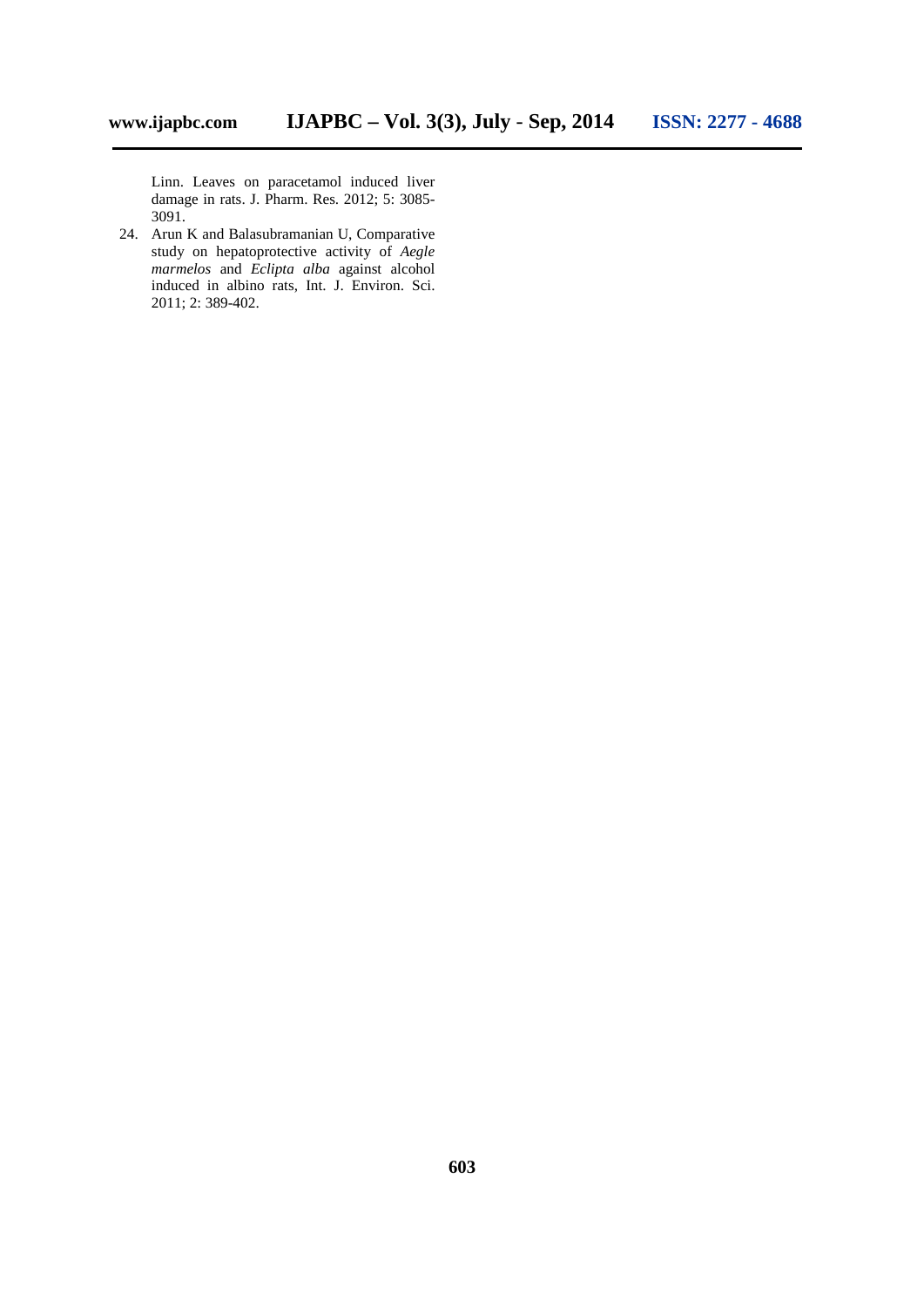Linn. Leaves on paracetamol induced liver damage in rats. J. Pharm. Res. 2012; 5: 3085-3091.

24. Arun K and Balasubramanian U, Comparative study on hepatoprotective activity of *Aegle marmelos* and *Eclipta alba* against alcohol induced in albino rats, Int. J. Environ. Sci. 2011; 2: 389-402.